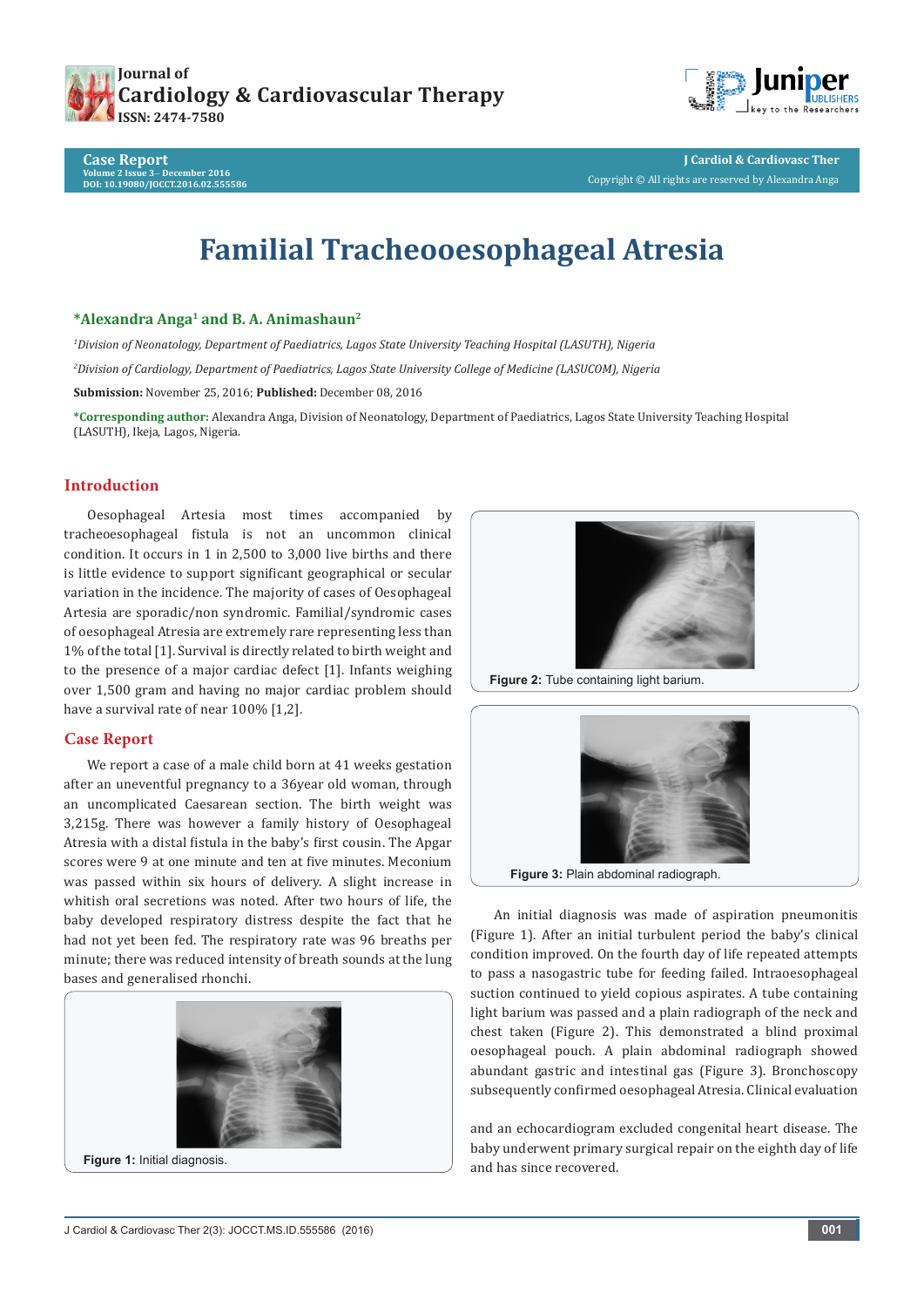# Familial Tracheooesophageal Atresia

**\*Alexandra Anga[1] and B. A. Animashaun[2]**

*[1]Division of Neonatology, Department of Paediatrics, Lagos State University Teaching Hospital (LASUTH), Nigeria*

*[2]Division of Cardiology, Department of Paediatrics, Lagos State University College of Medicine (LASUCOM), Nigeria*

**Submission:** November 25, 2016; **Published:** December 08, 2016

**\*Corresponding author:** Alexandra Anga, Division of Neonatology, Department of Paediatrics, Lagos State University Teaching Hospital (LASUTH), Ikeja, Lagos, Nigeria.

## Introduction

Oesophageal Artesia most times accompanied by tracheoesophageal fistula is not an uncommon clinical condition. It occurs in 1 in 2,500 to 3,000 live births and there is little evidence to support significant geographical or secular variation in the incidence. The majority of cases of Oesophageal Artesia are sporadic/non syndromic. Familial/syndromic cases of oesophageal Atresia are extremely rare representing less than 1% of the total [1]. Survival is directly related to birth weight and to the presence of a major cardiac defect [1]. Infants weighing over 1,500 gram and having no major cardiac problem should have a survival rate of near 100% [1,2].

## Case Report

We report a case of a male child born at 41 weeks gestation after an uneventful pregnancy to a 36year old woman, through an uncomplicated Caesarean section. The birth weight was 3,215g. There was however a family history of Oesophageal Atresia with a distal fistula in the baby's first cousin. The Apgar scores were 9 at one minute and ten at five minutes. Meconium was passed within six hours of delivery. A slight increase in whitish oral secretions was noted. After two hours of life, the baby developed respiratory distress despite the fact that he had not yet been fed. The respiratory rate was 96 breaths per minute; there was reduced intensity of breath sounds at the lung bases and generalised rhonchi.

**Figure 1:** Initial diagnosis.

**Figure 2:** Tube containing light barium.

**Figure 3:** Plain abdominal radiograph.

An initial diagnosis was made of aspiration pneumonitis (Figure 1). After an initial turbulent period the baby's clinical condition improved. On the fourth day of life repeated attempts to pass a nasogastric tube for feeding failed. Intraoesophageal suction continued to yield copious aspirates. A tube containing light barium was passed and a plain radiograph of the neck and chest taken (Figure 2). This demonstrated a blind proximal oesophageal pouch. A plain abdominal radiograph showed abundant gastric and intestinal gas (Figure 3). Bronchoscopy subsequently confirmed oesophageal Atresia. Clinical evaluation

and an echocardiogram excluded congenital heart disease. The baby underwent primary surgical repair on the eighth day of life and has since recovered.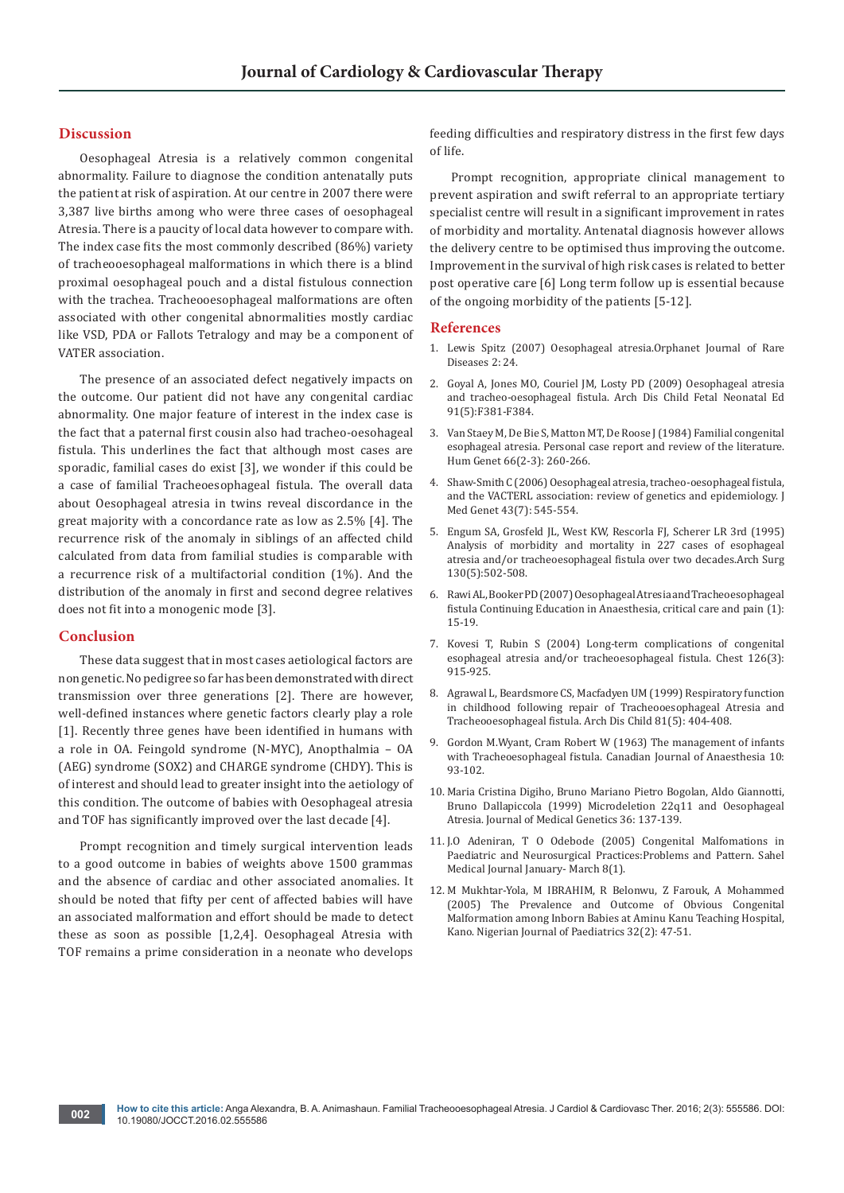## Discussion

Oesophageal Atresia is a relatively common congenital abnormality. Failure to diagnose the condition antenatally puts the patient at risk of aspiration. At our centre in 2007 there were 3,387 live births among who were three cases of oesophageal Atresia. There is a paucity of local data however to compare with. The index case fits the most commonly described (86%) variety of tracheooesophageal malformations in which there is a blind proximal oesophageal pouch and a distal fistulous connection with the trachea. Tracheooesophageal malformations are often associated with other congenital abnormalities mostly cardiac like VSD, PDA or Fallots Tetralogy and may be a component of VATER association.

The presence of an associated defect negatively impacts on the outcome. Our patient did not have any congenital cardiac abnormality. One major feature of interest in the index case is the fact that a paternal first cousin also had tracheo-oesohageal fistula. This underlines the fact that although most cases are sporadic, familial cases do exist [3], we wonder if this could be a case of familial Tracheoesophageal fistula. The overall data about Oesophageal atresia in twins reveal discordance in the great majority with a concordance rate as low as 2.5% [4]. The recurrence risk of the anomaly in siblings of an affected child calculated from data from familial studies is comparable with a recurrence risk of a multifactorial condition (1%). And the distribution of the anomaly in first and second degree relatives does not fit into a monogenic mode [3].

## Conclusion

These data suggest that in most cases aetiological factors are non genetic. No pedigree so far has been demonstrated with direct transmission over three generations [2]. There are however, well-defined instances where genetic factors clearly play a role [1]. Recently three genes have been identified in humans with a role in OA. Feingold syndrome (N-MYC), Anopthalmia – OA (AEG) syndrome (SOX2) and CHARGE syndrome (CHDY). This is of interest and should lead to greater insight into the aetiology of this condition. The outcome of babies with Oesophageal atresia and TOF has significantly improved over the last decade [4].

Prompt recognition and timely surgical intervention leads to a good outcome in babies of weights above 1500 grammas and the absence of cardiac and other associated anomalies. It should be noted that fifty per cent of affected babies will have an associated malformation and effort should be made to detect these as soon as possible [1,2,4]. Oesophageal Atresia with TOF remains a prime consideration in a neonate who develops feeding difficulties and respiratory distress in the first few days of life.

Prompt recognition, appropriate clinical management to prevent aspiration and swift referral to an appropriate tertiary specialist centre will result in a significant improvement in rates of morbidity and mortality. Antenatal diagnosis however allows the delivery centre to be optimised thus improving the outcome. Improvement in the survival of high risk cases is related to better post operative care [6] Long term follow up is essential because of the ongoing morbidity of the patients [5-12].

## References

1. Lewis Spitz (2007) Oesophageal atresia.Orphanet Journal of Rare Diseases 2: 24.
2. Goyal A, Jones MO, Couriel JM, Losty PD (2009) Oesophageal atresia and tracheo-oesophageal fistula. Arch Dis Child Fetal Neonatal Ed 91(5):F381-F384.
3. Van Staey M, De Bie S, Matton MT, De Roose J (1984) Familial congenital esophageal atresia. Personal case report and review of the literature. Hum Genet 66(2-3): 260-266.
4. Shaw-Smith C (2006) Oesophageal atresia, tracheo-oesophageal fistula, and the VACTERL association: review of genetics and epidemiology. J Med Genet 43(7): 545-554.
5. Engum SA, Grosfeld JL, West KW, Rescorla FJ, Scherer LR 3rd (1995) Analysis of morbidity and mortality in 227 cases of esophageal atresia and/or tracheoesophageal fistula over two decades.Arch Surg 130(5):502-508.
6. Rawi AL, Booker PD (2007) Oesophageal Atresia and Tracheoesophageal fistula Continuing Education in Anaesthesia, critical care and pain (1): 15-19.
7. Kovesi T, Rubin S (2004) Long-term complications of congenital esophageal atresia and/or tracheoesophageal fistula. Chest 126(3): 915-925.
8. Agrawal L, Beardsmore CS, Macfadyen UM (1999) Respiratory function in childhood following repair of Tracheooesophageal Atresia and Tracheooesophageal fistula. Arch Dis Child 81(5): 404-408.
9. Gordon M.Wyant, Cram Robert W (1963) The management of infants with Tracheoesophageal fistula. Canadian Journal of Anaesthesia 10: 93-102.
10. Maria Cristina Digiho, Bruno Mariano Pietro Bogolan, Aldo Giannotti, Bruno Dallapiccola (1999) Microdeletion 22q11 and Oesophageal Atresia. Journal of Medical Genetics 36: 137-139.
11. J.O Adeniran, T O Odebode (2005) Congenital Malfomations in Paediatric and Neurosurgical Practices:Problems and Pattern. Sahel Medical Journal January- March 8(1).
12. M Mukhtar-Yola, M IBRAHIM, R Belonwu, Z Farouk, A Mohammed (2005) The Prevalence and Outcome of Obvious Congenital Malformation among Inborn Babies at Aminu Kanu Teaching Hospital, Kano. Nigerian Journal of Paediatrics 32(2): 47-51.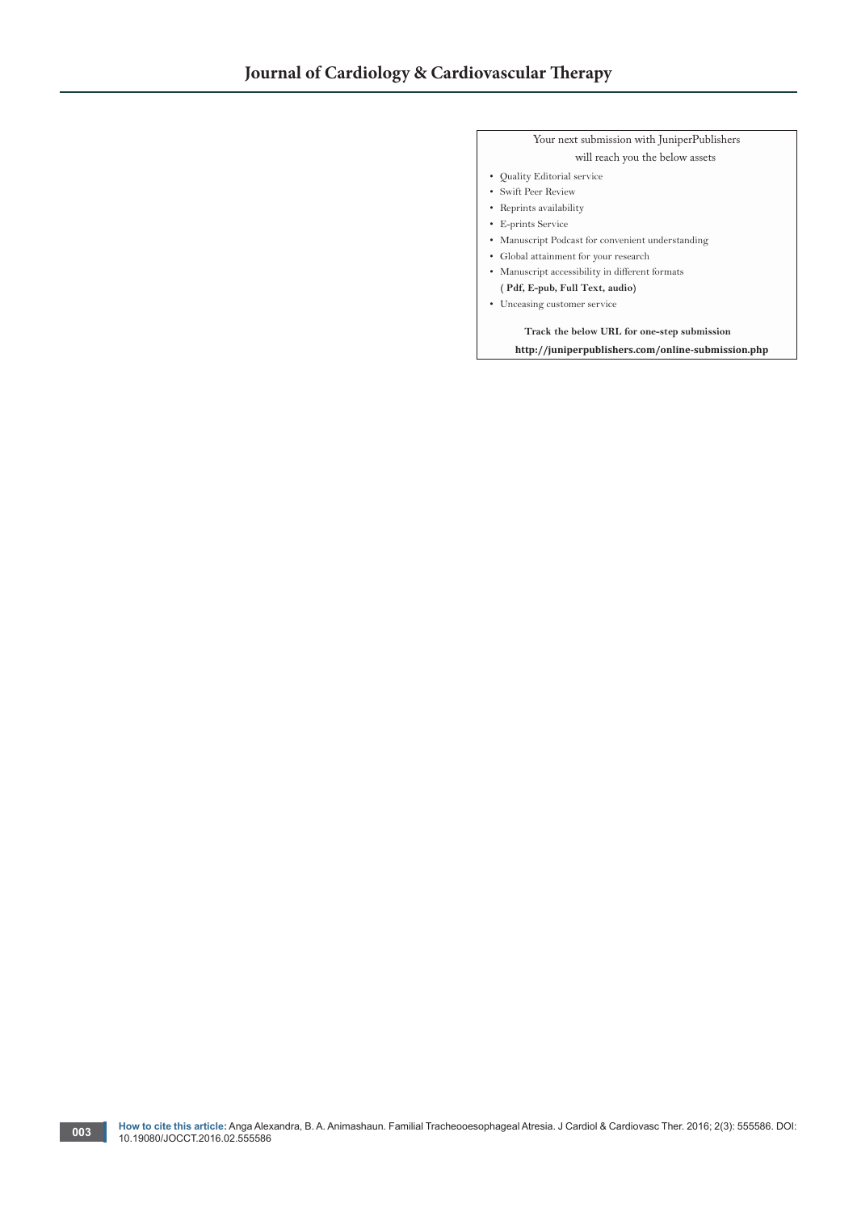Your next submission with JuniperPublishers
will reach you the below assets

- Quality Editorial service
- Swift Peer Review
- Reprints availability
- E-prints Service
- Manuscript Podcast for convenient understanding
- Global attainment for your research
- Manuscript accessibility in different formats
  **( Pdf, E-pub, Full Text, audio)**
- Unceasing customer service

**Track the below URL for one-step submission**
**http://juniperpublishers.com/online-submission.php**

**How to cite this article:** Anga Alexandra, B. A. Animashaun. Familial Tracheooesophageal Atresia. J Cardiol & Cardiovasc Ther. 2016; 2(3): 555586. DOI: 10.19080/JOCCT.2016.02.555586